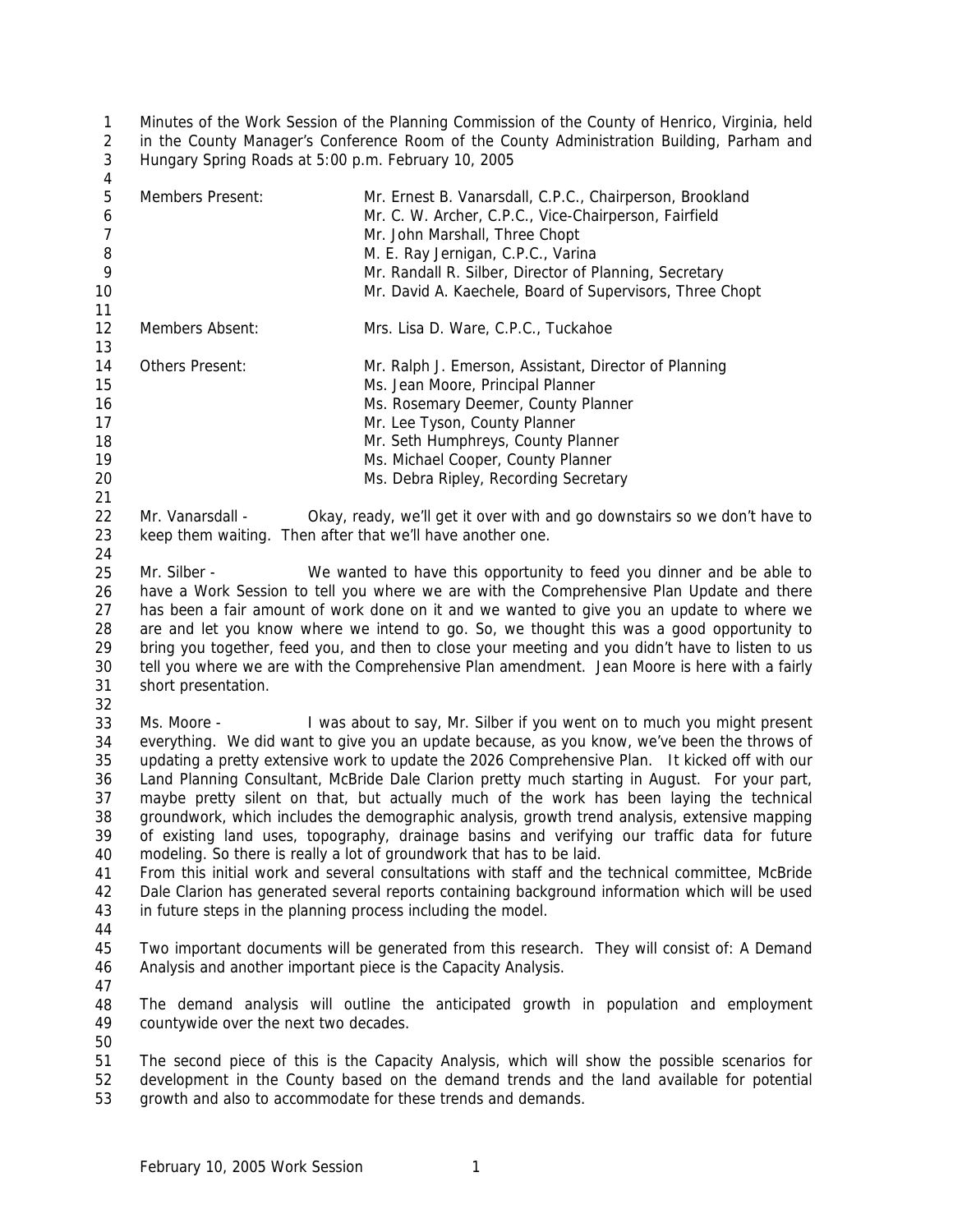Minutes of the Work Session of the Planning Commission of the County of Henrico, Virginia, held in the County Manager's Conference Room of the County Administration Building, Parham and Hungary Spring Roads at 5:00 p.m. February 10, 2005

| | |
|---|---|
| Members Present: | Mr. Ernest B. Vanarsdall, C.P.C., Chairperson, Brookland |
| | Mr. C. W. Archer, C.P.C., Vice-Chairperson, Fairfield |
| | Mr. John Marshall, Three Chopt |
| | M. E. Ray Jernigan, C.P.C., Varina |
| | Mr. Randall R. Silber, Director of Planning, Secretary |
| | Mr. David A. Kaechele, Board of Supervisors, Three Chopt |
| Members Absent: | Mrs. Lisa D. Ware, C.P.C., Tuckahoe |
| Others Present: | Mr. Ralph J. Emerson, Assistant, Director of Planning |
| | Ms. Jean Moore, Principal Planner |
| | Ms. Rosemary Deemer, County Planner |
| | Mr. Lee Tyson, County Planner |
| | Mr. Seth Humphreys, County Planner |
| | Ms. Michael Cooper, County Planner |
| | Ms. Debra Ripley, Recording Secretary |

Mr. Vanarsdall - Okay, ready, we'll get it over with and go downstairs so we don't have to keep them waiting. Then after that we'll have another one.

Mr. Silber - We wanted to have this opportunity to feed you dinner and be able to have a Work Session to tell you where we are with the Comprehensive Plan Update and there has been a fair amount of work done on it and we wanted to give you an update to where we are and let you know where we intend to go. So, we thought this was a good opportunity to bring you together, feed you, and then to close your meeting and you didn't have to listen to us tell you where we are with the Comprehensive Plan amendment. Jean Moore is here with a fairly short presentation.

Ms. Moore - I was about to say, Mr. Silber if you went on to much you might present everything. We did want to give you an update because, as you know, we've been the throws of updating a pretty extensive work to update the 2026 Comprehensive Plan. It kicked off with our Land Planning Consultant, McBride Dale Clarion pretty much starting in August. For your part, maybe pretty silent on that, but actually much of the work has been laying the technical groundwork, which includes the demographic analysis, growth trend analysis, extensive mapping of existing land uses, topography, drainage basins and verifying our traffic data for future modeling. So there is really a lot of groundwork that has to be laid.
From this initial work and several consultations with staff and the technical committee, McBride Dale Clarion has generated several reports containing background information which will be used in future steps in the planning process including the model.

Two important documents will be generated from this research. They will consist of: A Demand Analysis and another important piece is the Capacity Analysis.

The demand analysis will outline the anticipated growth in population and employment countywide over the next two decades.

The second piece of this is the Capacity Analysis, which will show the possible scenarios for development in the County based on the demand trends and the land available for potential growth and also to accommodate for these trends and demands.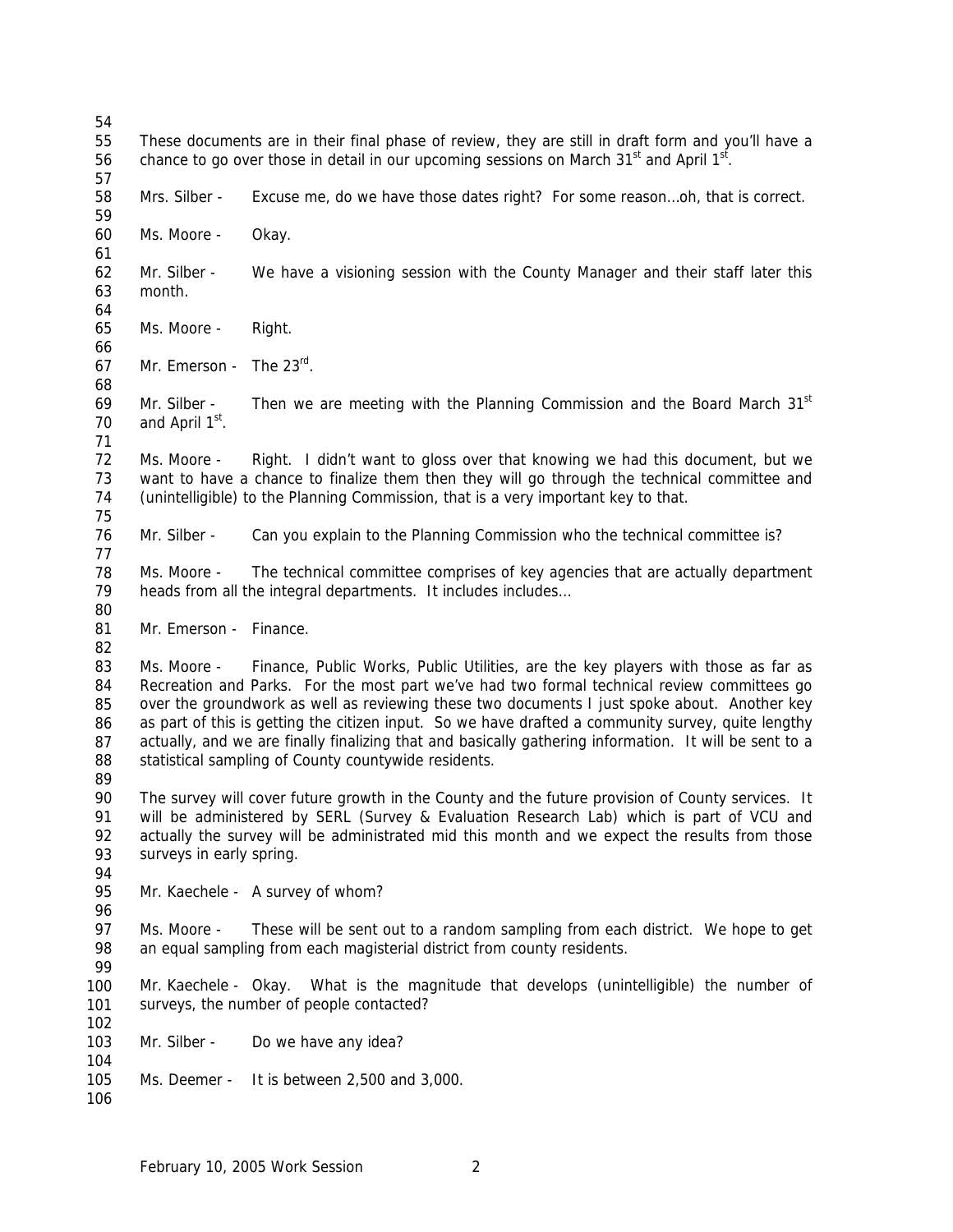These documents are in their final phase of review, they are still in draft form and you'll have a chance to go over those in detail in our upcoming sessions on March 31st and April 1st.

Mrs. Silber - Excuse me, do we have those dates right? For some reason…oh, that is correct.

Ms. Moore - Okay.

Mr. Silber - We have a visioning session with the County Manager and their staff later this month.

Ms. Moore - Right.

Mr. Emerson - The 23rd.

Mr. Silber - Then we are meeting with the Planning Commission and the Board March 31st and April 1st.

Ms. Moore - Right. I didn't want to gloss over that knowing we had this document, but we want to have a chance to finalize them then they will go through the technical committee and (unintelligible) to the Planning Commission, that is a very important key to that.

Mr. Silber - Can you explain to the Planning Commission who the technical committee is?

Ms. Moore - The technical committee comprises of key agencies that are actually department heads from all the integral departments. It includes includes…

Mr. Emerson - Finance.

Ms. Moore - Finance, Public Works, Public Utilities, are the key players with those as far as Recreation and Parks. For the most part we've had two formal technical review committees go over the groundwork as well as reviewing these two documents I just spoke about. Another key as part of this is getting the citizen input. So we have drafted a community survey, quite lengthy actually, and we are finally finalizing that and basically gathering information. It will be sent to a statistical sampling of County countywide residents.

The survey will cover future growth in the County and the future provision of County services. It will be administered by SERL (Survey & Evaluation Research Lab) which is part of VCU and actually the survey will be administrated mid this month and we expect the results from those surveys in early spring.

Mr. Kaechele - A survey of whom?

Ms. Moore - These will be sent out to a random sampling from each district. We hope to get an equal sampling from each magisterial district from county residents.

Mr. Kaechele - Okay. What is the magnitude that develops (unintelligible) the number of surveys, the number of people contacted?

Mr. Silber - Do we have any idea?

Ms. Deemer - It is between 2,500 and 3,000.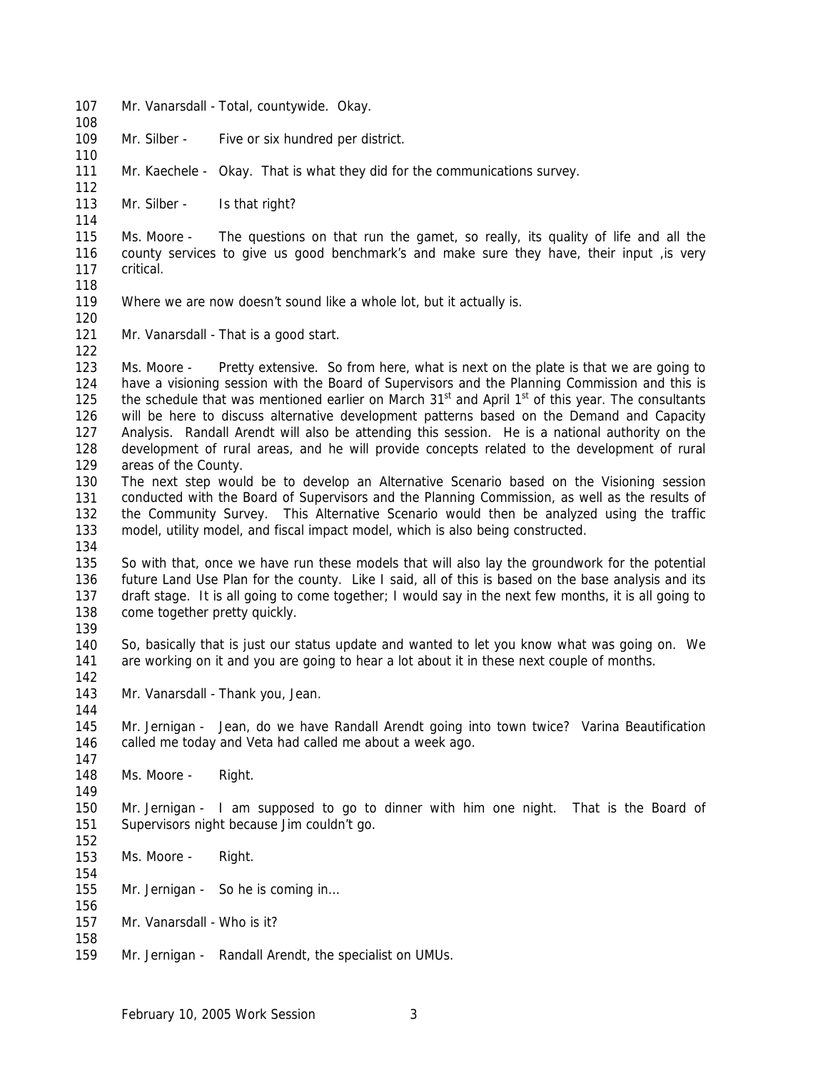Mr. Vanarsdall - Total, countywide. Okay.

Mr. Silber - Five or six hundred per district.

Mr. Kaechele - Okay. That is what they did for the communications survey.

Mr. Silber - Is that right?

Ms. Moore - The questions on that run the gamet, so really, its quality of life and all the county services to give us good benchmark's and make sure they have, their input ,is very critical.

Where we are now doesn't sound like a whole lot, but it actually is.

Mr. Vanarsdall - That is a good start.

Ms. Moore - Pretty extensive. So from here, what is next on the plate is that we are going to have a visioning session with the Board of Supervisors and the Planning Commission and this is the schedule that was mentioned earlier on March 31st and April 1st of this year. The consultants will be here to discuss alternative development patterns based on the Demand and Capacity Analysis. Randall Arendt will also be attending this session. He is a national authority on the development of rural areas, and he will provide concepts related to the development of rural areas of the County.
The next step would be to develop an Alternative Scenario based on the Visioning session conducted with the Board of Supervisors and the Planning Commission, as well as the results of the Community Survey. This Alternative Scenario would then be analyzed using the traffic model, utility model, and fiscal impact model, which is also being constructed.

So with that, once we have run these models that will also lay the groundwork for the potential future Land Use Plan for the county. Like I said, all of this is based on the base analysis and its draft stage. It is all going to come together; I would say in the next few months, it is all going to come together pretty quickly.

So, basically that is just our status update and wanted to let you know what was going on. We are working on it and you are going to hear a lot about it in these next couple of months.

Mr. Vanarsdall - Thank you, Jean.

Mr. Jernigan - Jean, do we have Randall Arendt going into town twice? Varina Beautification called me today and Veta had called me about a week ago.

Ms. Moore - Right.

Mr. Jernigan - I am supposed to go to dinner with him one night. That is the Board of Supervisors night because Jim couldn't go.

Ms. Moore - Right.

Mr. Jernigan - So he is coming in…

Mr. Vanarsdall - Who is it?

Mr. Jernigan - Randall Arendt, the specialist on UMUs.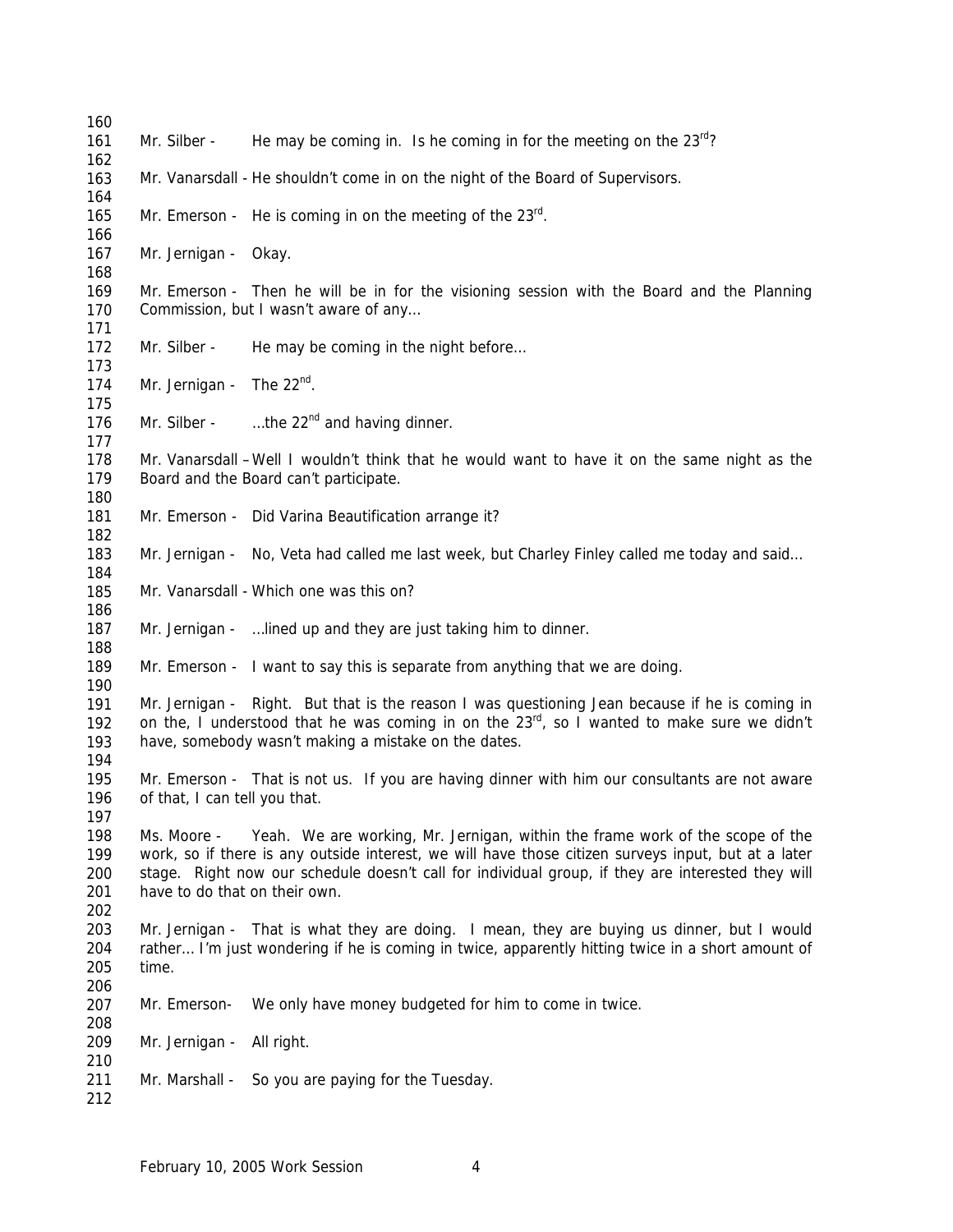160

161 Mr. Silber - He may be coming in. Is he coming in for the meeting on the 23rd?

162

163 Mr. Vanarsdall - He shouldn't come in on the night of the Board of Supervisors.

164

165 Mr. Emerson - He is coming in on the meeting of the 23rd.

166

167 Mr. Jernigan - Okay.

168

169 Mr. Emerson - Then he will be in for the visioning session with the Board and the Planning
170 Commission, but I wasn't aware of any…

171

172 Mr. Silber - He may be coming in the night before…

173

174 Mr. Jernigan - The 22nd.

175

176 Mr. Silber - …the 22nd and having dinner.

177

178 Mr. Vanarsdall – Well I wouldn't think that he would want to have it on the same night as the
179 Board and the Board can't participate.

180

181 Mr. Emerson - Did Varina Beautification arrange it?

182

183 Mr. Jernigan - No, Veta had called me last week, but Charley Finley called me today and said…

184

185 Mr. Vanarsdall - Which one was this on?

186

187 Mr. Jernigan - …lined up and they are just taking him to dinner.

188

189 Mr. Emerson - I want to say this is separate from anything that we are doing.

190

191 Mr. Jernigan - Right. But that is the reason I was questioning Jean because if he is coming in
192 on the, I understood that he was coming in on the 23rd, so I wanted to make sure we didn't
193 have, somebody wasn't making a mistake on the dates.

194

195 Mr. Emerson - That is not us. If you are having dinner with him our consultants are not aware
196 of that, I can tell you that.

197

198 Ms. Moore - Yeah. We are working, Mr. Jernigan, within the frame work of the scope of the
199 work, so if there is any outside interest, we will have those citizen surveys input, but at a later
200 stage. Right now our schedule doesn't call for individual group, if they are interested they will
201 have to do that on their own.

202

203 Mr. Jernigan - That is what they are doing. I mean, they are buying us dinner, but I would
204 rather… I'm just wondering if he is coming in twice, apparently hitting twice in a short amount of
205 time.

206

207 Mr. Emerson- We only have money budgeted for him to come in twice.

208

209 Mr. Jernigan - All right.

210

211 Mr. Marshall - So you are paying for the Tuesday.

212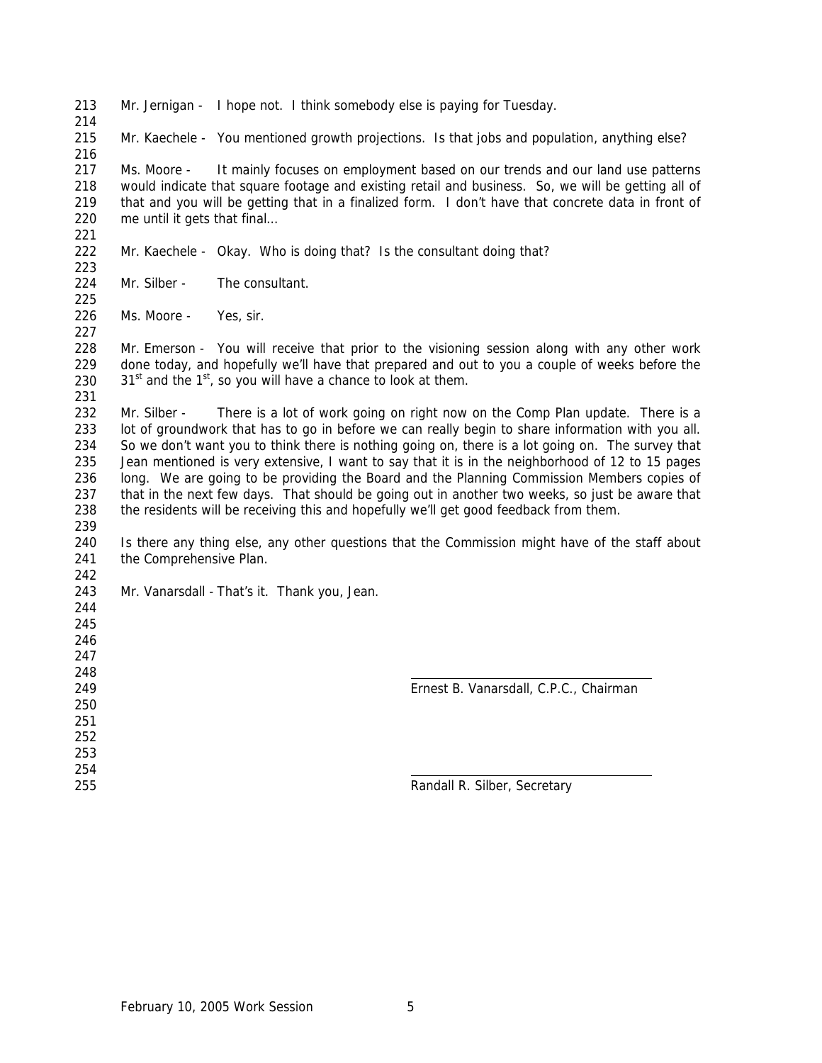Mr. Jernigan - I hope not. I think somebody else is paying for Tuesday.

Mr. Kaechele - You mentioned growth projections. Is that jobs and population, anything else?

Ms. Moore - It mainly focuses on employment based on our trends and our land use patterns would indicate that square footage and existing retail and business. So, we will be getting all of that and you will be getting that in a finalized form. I don't have that concrete data in front of me until it gets that final…

Mr. Kaechele - Okay. Who is doing that? Is the consultant doing that?

Mr. Silber - The consultant.

Ms. Moore - Yes, sir.

Mr. Emerson - You will receive that prior to the visioning session along with any other work done today, and hopefully we'll have that prepared and out to you a couple of weeks before the 31st and the 1st, so you will have a chance to look at them.

Mr. Silber - There is a lot of work going on right now on the Comp Plan update. There is a lot of groundwork that has to go in before we can really begin to share information with you all. So we don't want you to think there is nothing going on, there is a lot going on. The survey that Jean mentioned is very extensive, I want to say that it is in the neighborhood of 12 to 15 pages long. We are going to be providing the Board and the Planning Commission Members copies of that in the next few days. That should be going out in another two weeks, so just be aware that the residents will be receiving this and hopefully we'll get good feedback from them.

Is there any thing else, any other questions that the Commission might have of the staff about the Comprehensive Plan.

Mr. Vanarsdall - That's it. Thank you, Jean.

\_\_\_\_\_\_\_\_\_\_\_\_\_\_\_\_\_\_\_\_\_\_\_\_\_\_\_\_\_\_\_\_\_\_\_\_
Ernest B. Vanarsdall, C.P.C., Chairman

\_\_\_\_\_\_\_\_\_\_\_\_\_\_\_\_\_\_\_\_\_\_\_\_\_\_\_\_\_\_\_\_\_\_\_\_
Randall R. Silber, Secretary